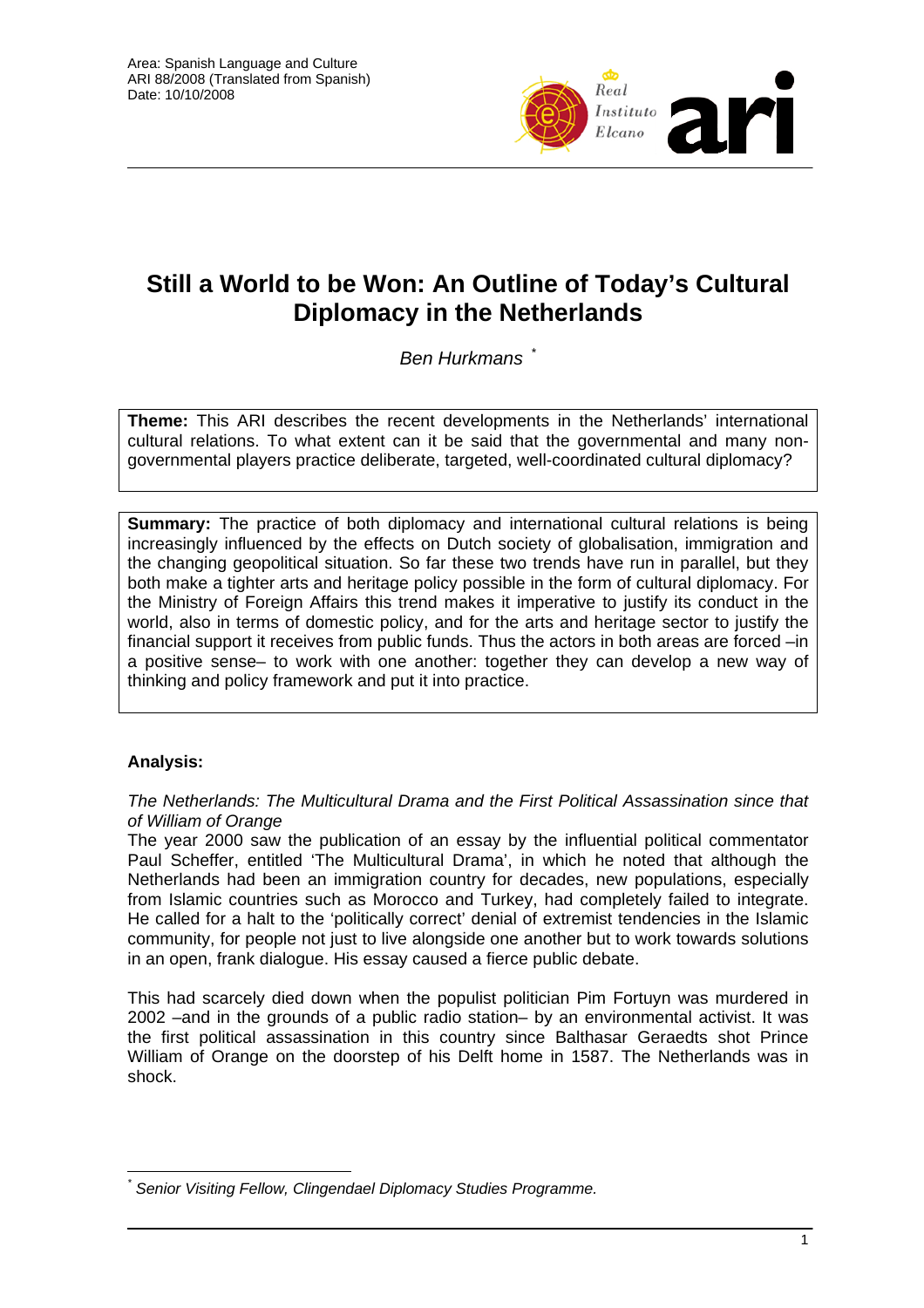Area: Spanish Language and Culture
ARI 88/2008 (Translated from Spanish)
Date: 10/10/2008

# Still a World to be Won: An Outline of Today's Cultural Diplomacy in the Netherlands

*Ben Hurkmans* [*]

**Theme:** This ARI describes the recent developments in the Netherlands' international cultural relations. To what extent can it be said that the governmental and many non-governmental players practice deliberate, targeted, well-coordinated cultural diplomacy?

**Summary:** The practice of both diplomacy and international cultural relations is being increasingly influenced by the effects on Dutch society of globalisation, immigration and the changing geopolitical situation. So far these two trends have run in parallel, but they both make a tighter arts and heritage policy possible in the form of cultural diplomacy. For the Ministry of Foreign Affairs this trend makes it imperative to justify its conduct in the world, also in terms of domestic policy, and for the arts and heritage sector to justify the financial support it receives from public funds. Thus the actors in both areas are forced –in a positive sense– to work with one another: together they can develop a new way of thinking and policy framework and put it into practice.

## Analysis:

*The Netherlands: The Multicultural Drama and the First Political Assassination since that of William of Orange*

The year 2000 saw the publication of an essay by the influential political commentator Paul Scheffer, entitled 'The Multicultural Drama', in which he noted that although the Netherlands had been an immigration country for decades, new populations, especially from Islamic countries such as Morocco and Turkey, had completely failed to integrate. He called for a halt to the 'politically correct' denial of extremist tendencies in the Islamic community, for people not just to live alongside one another but to work towards solutions in an open, frank dialogue. His essay caused a fierce public debate.

This had scarcely died down when the populist politician Pim Fortuyn was murdered in 2002 –and in the grounds of a public radio station– by an environmental activist. It was the first political assassination in this country since Balthasar Geraedts shot Prince William of Orange on the doorstep of his Delft home in 1587. The Netherlands was in shock.

[*] *Senior Visiting Fellow, Clingendael Diplomacy Studies Programme.*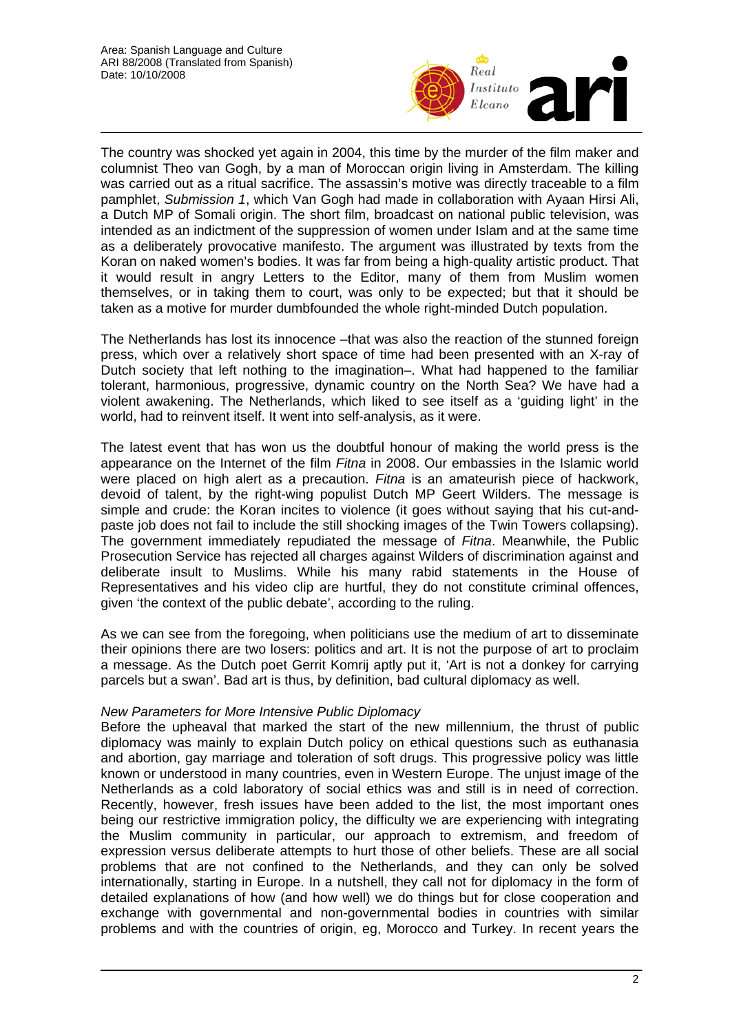The country was shocked yet again in 2004, this time by the murder of the film maker and columnist Theo van Gogh, by a man of Moroccan origin living in Amsterdam. The killing was carried out as a ritual sacrifice. The assassin's motive was directly traceable to a film pamphlet, *Submission 1*, which Van Gogh had made in collaboration with Ayaan Hirsi Ali, a Dutch MP of Somali origin. The short film, broadcast on national public television, was intended as an indictment of the suppression of women under Islam and at the same time as a deliberately provocative manifesto. The argument was illustrated by texts from the Koran on naked women's bodies. It was far from being a high-quality artistic product. That it would result in angry Letters to the Editor, many of them from Muslim women themselves, or in taking them to court, was only to be expected; but that it should be taken as a motive for murder dumbfounded the whole right-minded Dutch population.

The Netherlands has lost its innocence –that was also the reaction of the stunned foreign press, which over a relatively short space of time had been presented with an X-ray of Dutch society that left nothing to the imagination–. What had happened to the familiar tolerant, harmonious, progressive, dynamic country on the North Sea? We have had a violent awakening. The Netherlands, which liked to see itself as a 'guiding light' in the world, had to reinvent itself. It went into self-analysis, as it were.

The latest event that has won us the doubtful honour of making the world press is the appearance on the Internet of the film *Fitna* in 2008. Our embassies in the Islamic world were placed on high alert as a precaution. *Fitna* is an amateurish piece of hackwork, devoid of talent, by the right-wing populist Dutch MP Geert Wilders. The message is simple and crude: the Koran incites to violence (it goes without saying that his cut-and-paste job does not fail to include the still shocking images of the Twin Towers collapsing). The government immediately repudiated the message of *Fitna*. Meanwhile, the Public Prosecution Service has rejected all charges against Wilders of discrimination against and deliberate insult to Muslims. While his many rabid statements in the House of Representatives and his video clip are hurtful, they do not constitute criminal offences, given 'the context of the public debate', according to the ruling.

As we can see from the foregoing, when politicians use the medium of art to disseminate their opinions there are two losers: politics and art. It is not the purpose of art to proclaim a message. As the Dutch poet Gerrit Komrij aptly put it, 'Art is not a donkey for carrying parcels but a swan'. Bad art is thus, by definition, bad cultural diplomacy as well.

*New Parameters for More Intensive Public Diplomacy*

Before the upheaval that marked the start of the new millennium, the thrust of public diplomacy was mainly to explain Dutch policy on ethical questions such as euthanasia and abortion, gay marriage and toleration of soft drugs. This progressive policy was little known or understood in many countries, even in Western Europe. The unjust image of the Netherlands as a cold laboratory of social ethics was and still is in need of correction. Recently, however, fresh issues have been added to the list, the most important ones being our restrictive immigration policy, the difficulty we are experiencing with integrating the Muslim community in particular, our approach to extremism, and freedom of expression versus deliberate attempts to hurt those of other beliefs. These are all social problems that are not confined to the Netherlands, and they can only be solved internationally, starting in Europe. In a nutshell, they call not for diplomacy in the form of detailed explanations of how (and how well) we do things but for close cooperation and exchange with governmental and non-governmental bodies in countries with similar problems and with the countries of origin, eg, Morocco and Turkey. In recent years the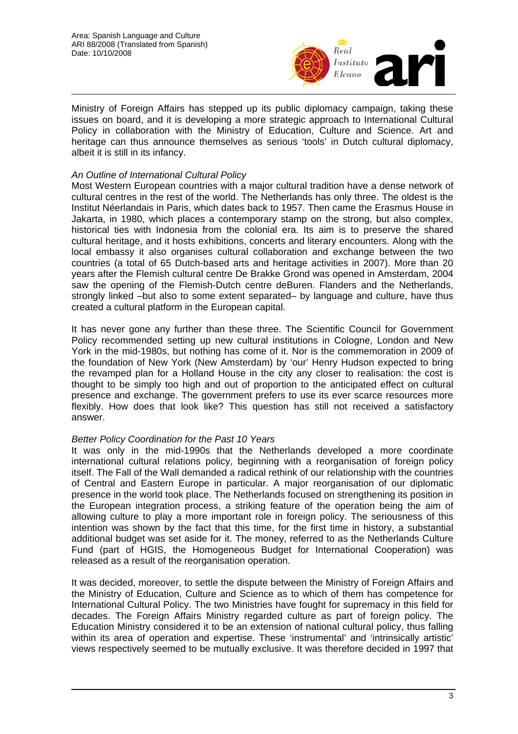Ministry of Foreign Affairs has stepped up its public diplomacy campaign, taking these issues on board, and it is developing a more strategic approach to International Cultural Policy in collaboration with the Ministry of Education, Culture and Science. Art and heritage can thus announce themselves as serious 'tools' in Dutch cultural diplomacy, albeit it is still in its infancy.

*An Outline of International Cultural Policy*

Most Western European countries with a major cultural tradition have a dense network of cultural centres in the rest of the world. The Netherlands has only three. The oldest is the Institut Néerlandais in Paris, which dates back to 1957. Then came the Erasmus House in Jakarta, in 1980, which places a contemporary stamp on the strong, but also complex, historical ties with Indonesia from the colonial era. Its aim is to preserve the shared cultural heritage, and it hosts exhibitions, concerts and literary encounters. Along with the local embassy it also organises cultural collaboration and exchange between the two countries (a total of 65 Dutch-based arts and heritage activities in 2007). More than 20 years after the Flemish cultural centre De Brakke Grond was opened in Amsterdam, 2004 saw the opening of the Flemish-Dutch centre deBuren. Flanders and the Netherlands, strongly linked –but also to some extent separated– by language and culture, have thus created a cultural platform in the European capital.

It has never gone any further than these three. The Scientific Council for Government Policy recommended setting up new cultural institutions in Cologne, London and New York in the mid-1980s, but nothing has come of it. Nor is the commemoration in 2009 of the foundation of New York (New Amsterdam) by 'our' Henry Hudson expected to bring the revamped plan for a Holland House in the city any closer to realisation: the cost is thought to be simply too high and out of proportion to the anticipated effect on cultural presence and exchange. The government prefers to use its ever scarce resources more flexibly. How does that look like? This question has still not received a satisfactory answer.

*Better Policy Coordination for the Past 10 Years*

It was only in the mid-1990s that the Netherlands developed a more coordinate international cultural relations policy, beginning with a reorganisation of foreign policy itself. The Fall of the Wall demanded a radical rethink of our relationship with the countries of Central and Eastern Europe in particular. A major reorganisation of our diplomatic presence in the world took place. The Netherlands focused on strengthening its position in the European integration process, a striking feature of the operation being the aim of allowing culture to play a more important role in foreign policy. The seriousness of this intention was shown by the fact that this time, for the first time in history, a substantial additional budget was set aside for it. The money, referred to as the Netherlands Culture Fund (part of HGIS, the Homogeneous Budget for International Cooperation) was released as a result of the reorganisation operation.

It was decided, moreover, to settle the dispute between the Ministry of Foreign Affairs and the Ministry of Education, Culture and Science as to which of them has competence for International Cultural Policy. The two Ministries have fought for supremacy in this field for decades. The Foreign Affairs Ministry regarded culture as part of foreign policy. The Education Ministry considered it to be an extension of national cultural policy, thus falling within its area of operation and expertise. These 'instrumental' and 'intrinsically artistic' views respectively seemed to be mutually exclusive. It was therefore decided in 1997 that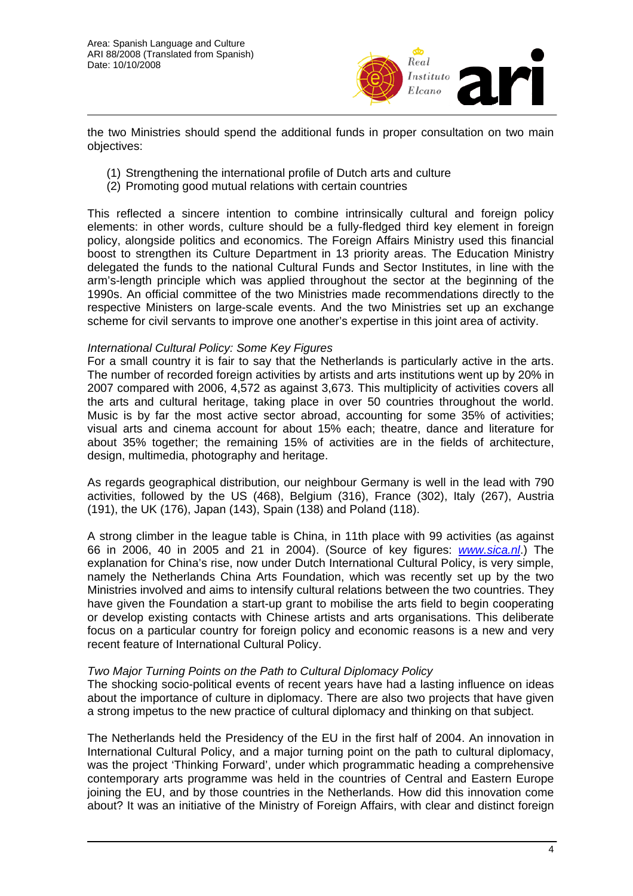the two Ministries should spend the additional funds in proper consultation on two main objectives:

(1) Strengthening the international profile of Dutch arts and culture
(2) Promoting good mutual relations with certain countries

This reflected a sincere intention to combine intrinsically cultural and foreign policy elements: in other words, culture should be a fully-fledged third key element in foreign policy, alongside politics and economics. The Foreign Affairs Ministry used this financial boost to strengthen its Culture Department in 13 priority areas. The Education Ministry delegated the funds to the national Cultural Funds and Sector Institutes, in line with the arm's-length principle which was applied throughout the sector at the beginning of the 1990s. An official committee of the two Ministries made recommendations directly to the respective Ministers on large-scale events. And the two Ministries set up an exchange scheme for civil servants to improve one another's expertise in this joint area of activity.

*International Cultural Policy: Some Key Figures*

For a small country it is fair to say that the Netherlands is particularly active in the arts. The number of recorded foreign activities by artists and arts institutions went up by 20% in 2007 compared with 2006, 4,572 as against 3,673. This multiplicity of activities covers all the arts and cultural heritage, taking place in over 50 countries throughout the world. Music is by far the most active sector abroad, accounting for some 35% of activities; visual arts and cinema account for about 15% each; theatre, dance and literature for about 35% together; the remaining 15% of activities are in the fields of architecture, design, multimedia, photography and heritage.

As regards geographical distribution, our neighbour Germany is well in the lead with 790 activities, followed by the US (468), Belgium (316), France (302), Italy (267), Austria (191), the UK (176), Japan (143), Spain (138) and Poland (118).

A strong climber in the league table is China, in 11th place with 99 activities (as against 66 in 2006, 40 in 2005 and 21 in 2004). (Source of key figures: *www.sica.nl*.) The explanation for China's rise, now under Dutch International Cultural Policy, is very simple, namely the Netherlands China Arts Foundation, which was recently set up by the two Ministries involved and aims to intensify cultural relations between the two countries. They have given the Foundation a start-up grant to mobilise the arts field to begin cooperating or develop existing contacts with Chinese artists and arts organisations. This deliberate focus on a particular country for foreign policy and economic reasons is a new and very recent feature of International Cultural Policy.

*Two Major Turning Points on the Path to Cultural Diplomacy Policy*

The shocking socio-political events of recent years have had a lasting influence on ideas about the importance of culture in diplomacy. There are also two projects that have given a strong impetus to the new practice of cultural diplomacy and thinking on that subject.

The Netherlands held the Presidency of the EU in the first half of 2004. An innovation in International Cultural Policy, and a major turning point on the path to cultural diplomacy, was the project 'Thinking Forward', under which programmatic heading a comprehensive contemporary arts programme was held in the countries of Central and Eastern Europe joining the EU, and by those countries in the Netherlands. How did this innovation come about? It was an initiative of the Ministry of Foreign Affairs, with clear and distinct foreign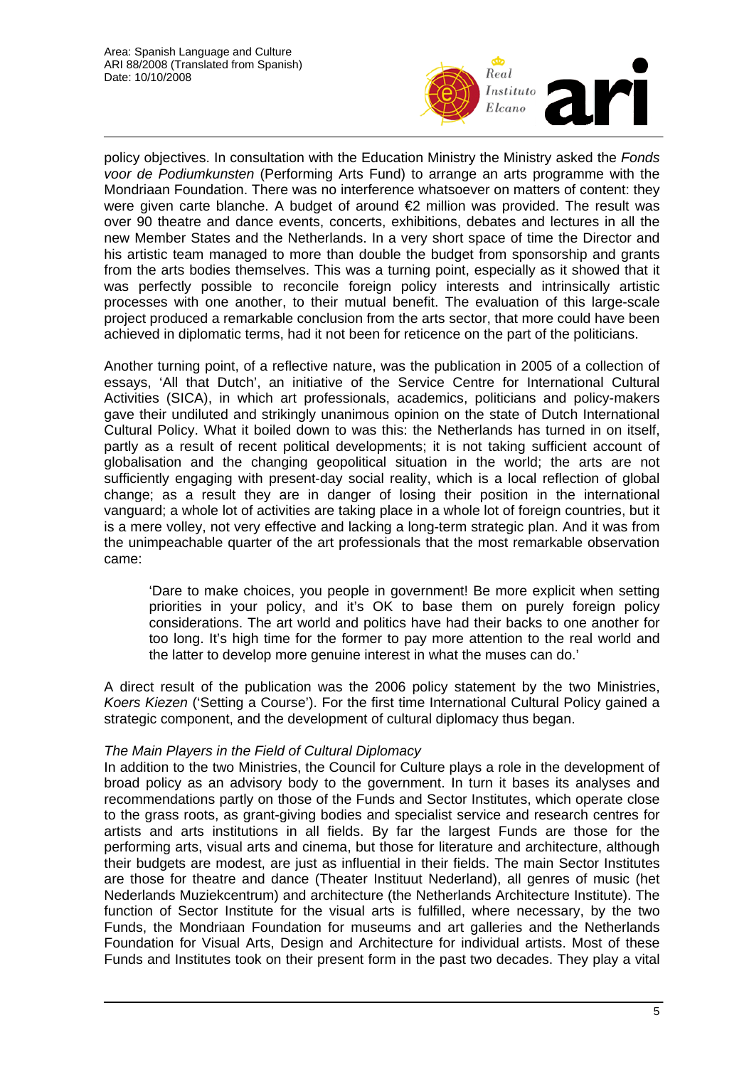policy objectives. In consultation with the Education Ministry the Ministry asked the *Fonds voor de Podiumkunsten* (Performing Arts Fund) to arrange an arts programme with the Mondriaan Foundation. There was no interference whatsoever on matters of content: they were given carte blanche. A budget of around €2 million was provided. The result was over 90 theatre and dance events, concerts, exhibitions, debates and lectures in all the new Member States and the Netherlands. In a very short space of time the Director and his artistic team managed to more than double the budget from sponsorship and grants from the arts bodies themselves. This was a turning point, especially as it showed that it was perfectly possible to reconcile foreign policy interests and intrinsically artistic processes with one another, to their mutual benefit. The evaluation of this large-scale project produced a remarkable conclusion from the arts sector, that more could have been achieved in diplomatic terms, had it not been for reticence on the part of the politicians.

Another turning point, of a reflective nature, was the publication in 2005 of a collection of essays, 'All that Dutch', an initiative of the Service Centre for International Cultural Activities (SICA), in which art professionals, academics, politicians and policy-makers gave their undiluted and strikingly unanimous opinion on the state of Dutch International Cultural Policy. What it boiled down to was this: the Netherlands has turned in on itself, partly as a result of recent political developments; it is not taking sufficient account of globalisation and the changing geopolitical situation in the world; the arts are not sufficiently engaging with present-day social reality, which is a local reflection of global change; as a result they are in danger of losing their position in the international vanguard; a whole lot of activities are taking place in a whole lot of foreign countries, but it is a mere volley, not very effective and lacking a long-term strategic plan. And it was from the unimpeachable quarter of the art professionals that the most remarkable observation came:

> 'Dare to make choices, you people in government! Be more explicit when setting priorities in your policy, and it's OK to base them on purely foreign policy considerations. The art world and politics have had their backs to one another for too long. It's high time for the former to pay more attention to the real world and the latter to develop more genuine interest in what the muses can do.'

A direct result of the publication was the 2006 policy statement by the two Ministries, *Koers Kiezen* ('Setting a Course'). For the first time International Cultural Policy gained a strategic component, and the development of cultural diplomacy thus began.

*The Main Players in the Field of Cultural Diplomacy*

In addition to the two Ministries, the Council for Culture plays a role in the development of broad policy as an advisory body to the government. In turn it bases its analyses and recommendations partly on those of the Funds and Sector Institutes, which operate close to the grass roots, as grant-giving bodies and specialist service and research centres for artists and arts institutions in all fields. By far the largest Funds are those for the performing arts, visual arts and cinema, but those for literature and architecture, although their budgets are modest, are just as influential in their fields. The main Sector Institutes are those for theatre and dance (Theater Instituut Nederland), all genres of music (het Nederlands Muziekcentrum) and architecture (the Netherlands Architecture Institute). The function of Sector Institute for the visual arts is fulfilled, where necessary, by the two Funds, the Mondriaan Foundation for museums and art galleries and the Netherlands Foundation for Visual Arts, Design and Architecture for individual artists. Most of these Funds and Institutes took on their present form in the past two decades. They play a vital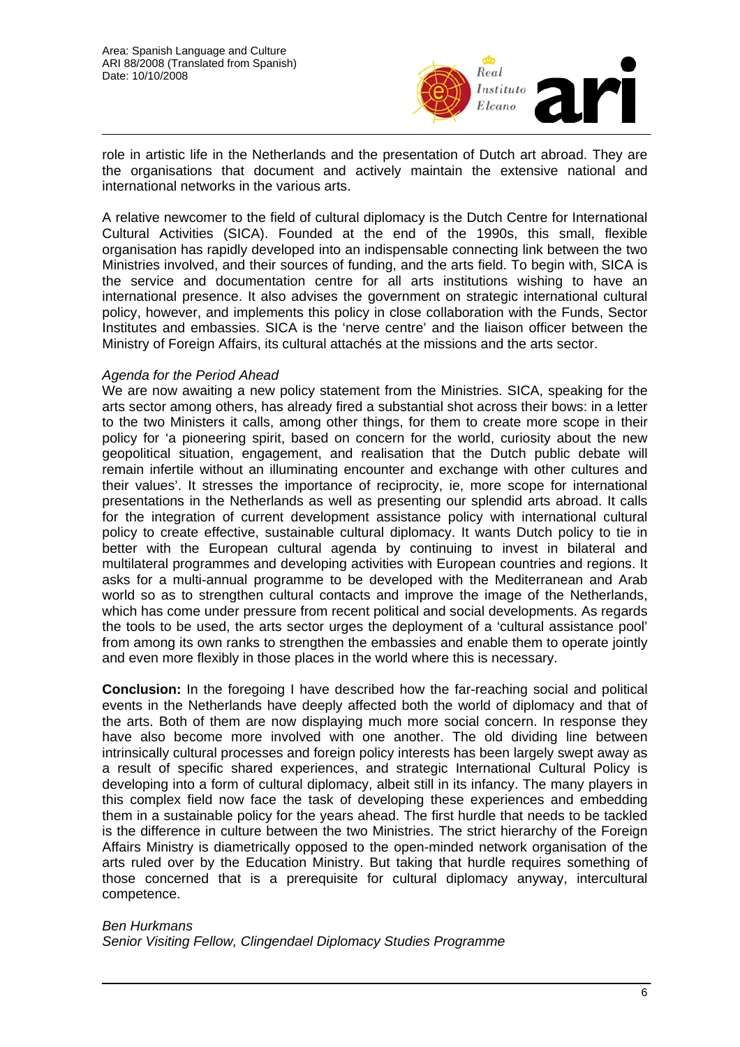role in artistic life in the Netherlands and the presentation of Dutch art abroad. They are the organisations that document and actively maintain the extensive national and international networks in the various arts.

A relative newcomer to the field of cultural diplomacy is the Dutch Centre for International Cultural Activities (SICA). Founded at the end of the 1990s, this small, flexible organisation has rapidly developed into an indispensable connecting link between the two Ministries involved, and their sources of funding, and the arts field. To begin with, SICA is the service and documentation centre for all arts institutions wishing to have an international presence. It also advises the government on strategic international cultural policy, however, and implements this policy in close collaboration with the Funds, Sector Institutes and embassies. SICA is the 'nerve centre' and the liaison officer between the Ministry of Foreign Affairs, its cultural attachés at the missions and the arts sector.

*Agenda for the Period Ahead*

We are now awaiting a new policy statement from the Ministries. SICA, speaking for the arts sector among others, has already fired a substantial shot across their bows: in a letter to the two Ministers it calls, among other things, for them to create more scope in their policy for 'a pioneering spirit, based on concern for the world, curiosity about the new geopolitical situation, engagement, and realisation that the Dutch public debate will remain infertile without an illuminating encounter and exchange with other cultures and their values'. It stresses the importance of reciprocity, ie, more scope for international presentations in the Netherlands as well as presenting our splendid arts abroad. It calls for the integration of current development assistance policy with international cultural policy to create effective, sustainable cultural diplomacy. It wants Dutch policy to tie in better with the European cultural agenda by continuing to invest in bilateral and multilateral programmes and developing activities with European countries and regions. It asks for a multi-annual programme to be developed with the Mediterranean and Arab world so as to strengthen cultural contacts and improve the image of the Netherlands, which has come under pressure from recent political and social developments. As regards the tools to be used, the arts sector urges the deployment of a 'cultural assistance pool' from among its own ranks to strengthen the embassies and enable them to operate jointly and even more flexibly in those places in the world where this is necessary.

**Conclusion:** In the foregoing I have described how the far-reaching social and political events in the Netherlands have deeply affected both the world of diplomacy and that of the arts. Both of them are now displaying much more social concern. In response they have also become more involved with one another. The old dividing line between intrinsically cultural processes and foreign policy interests has been largely swept away as a result of specific shared experiences, and strategic International Cultural Policy is developing into a form of cultural diplomacy, albeit still in its infancy. The many players in this complex field now face the task of developing these experiences and embedding them in a sustainable policy for the years ahead. The first hurdle that needs to be tackled is the difference in culture between the two Ministries. The strict hierarchy of the Foreign Affairs Ministry is diametrically opposed to the open-minded network organisation of the arts ruled over by the Education Ministry. But taking that hurdle requires something of those concerned that is a prerequisite for cultural diplomacy anyway, intercultural competence.

*Ben Hurkmans*
*Senior Visiting Fellow, Clingendael Diplomacy Studies Programme*